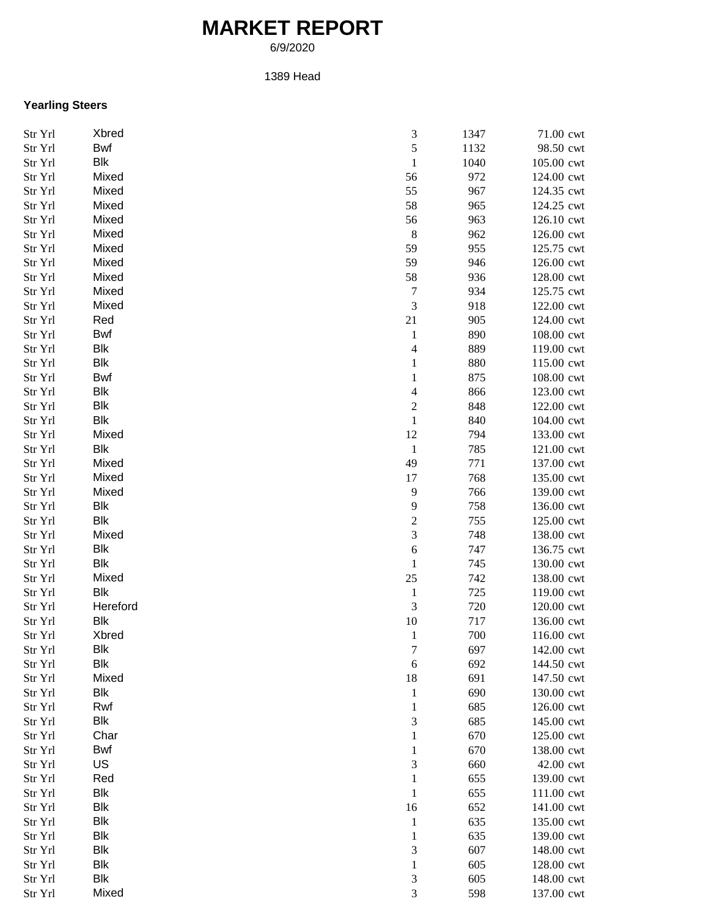# MARKET REPORT

6/9/2020

1389 Head

**Yearling Steers**

| | | | | |
|---|---|---|---|---|
| Str Yrl | Xbred | 3 | 1347 | 71.00 cwt |
| Str Yrl | Bwf | 5 | 1132 | 98.50 cwt |
| Str Yrl | Blk | 1 | 1040 | 105.00 cwt |
| Str Yrl | Mixed | 56 | 972 | 124.00 cwt |
| Str Yrl | Mixed | 55 | 967 | 124.35 cwt |
| Str Yrl | Mixed | 58 | 965 | 124.25 cwt |
| Str Yrl | Mixed | 56 | 963 | 126.10 cwt |
| Str Yrl | Mixed | 8 | 962 | 126.00 cwt |
| Str Yrl | Mixed | 59 | 955 | 125.75 cwt |
| Str Yrl | Mixed | 59 | 946 | 126.00 cwt |
| Str Yrl | Mixed | 58 | 936 | 128.00 cwt |
| Str Yrl | Mixed | 7 | 934 | 125.75 cwt |
| Str Yrl | Mixed | 3 | 918 | 122.00 cwt |
| Str Yrl | Red | 21 | 905 | 124.00 cwt |
| Str Yrl | Bwf | 1 | 890 | 108.00 cwt |
| Str Yrl | Blk | 4 | 889 | 119.00 cwt |
| Str Yrl | Blk | 1 | 880 | 115.00 cwt |
| Str Yrl | Bwf | 1 | 875 | 108.00 cwt |
| Str Yrl | Blk | 4 | 866 | 123.00 cwt |
| Str Yrl | Blk | 2 | 848 | 122.00 cwt |
| Str Yrl | Blk | 1 | 840 | 104.00 cwt |
| Str Yrl | Mixed | 12 | 794 | 133.00 cwt |
| Str Yrl | Blk | 1 | 785 | 121.00 cwt |
| Str Yrl | Mixed | 49 | 771 | 137.00 cwt |
| Str Yrl | Mixed | 17 | 768 | 135.00 cwt |
| Str Yrl | Mixed | 9 | 766 | 139.00 cwt |
| Str Yrl | Blk | 9 | 758 | 136.00 cwt |
| Str Yrl | Blk | 2 | 755 | 125.00 cwt |
| Str Yrl | Mixed | 3 | 748 | 138.00 cwt |
| Str Yrl | Blk | 6 | 747 | 136.75 cwt |
| Str Yrl | Blk | 1 | 745 | 130.00 cwt |
| Str Yrl | Mixed | 25 | 742 | 138.00 cwt |
| Str Yrl | Blk | 1 | 725 | 119.00 cwt |
| Str Yrl | Hereford | 3 | 720 | 120.00 cwt |
| Str Yrl | Blk | 10 | 717 | 136.00 cwt |
| Str Yrl | Xbred | 1 | 700 | 116.00 cwt |
| Str Yrl | Blk | 7 | 697 | 142.00 cwt |
| Str Yrl | Blk | 6 | 692 | 144.50 cwt |
| Str Yrl | Mixed | 18 | 691 | 147.50 cwt |
| Str Yrl | Blk | 1 | 690 | 130.00 cwt |
| Str Yrl | Rwf | 1 | 685 | 126.00 cwt |
| Str Yrl | Blk | 3 | 685 | 145.00 cwt |
| Str Yrl | Char | 1 | 670 | 125.00 cwt |
| Str Yrl | Bwf | 1 | 670 | 138.00 cwt |
| Str Yrl | US | 3 | 660 | 42.00 cwt |
| Str Yrl | Red | 1 | 655 | 139.00 cwt |
| Str Yrl | Blk | 1 | 655 | 111.00 cwt |
| Str Yrl | Blk | 16 | 652 | 141.00 cwt |
| Str Yrl | Blk | 1 | 635 | 135.00 cwt |
| Str Yrl | Blk | 1 | 635 | 139.00 cwt |
| Str Yrl | Blk | 3 | 607 | 148.00 cwt |
| Str Yrl | Blk | 1 | 605 | 128.00 cwt |
| Str Yrl | Blk | 3 | 605 | 148.00 cwt |
| Str Yrl | Mixed | 3 | 598 | 137.00 cwt |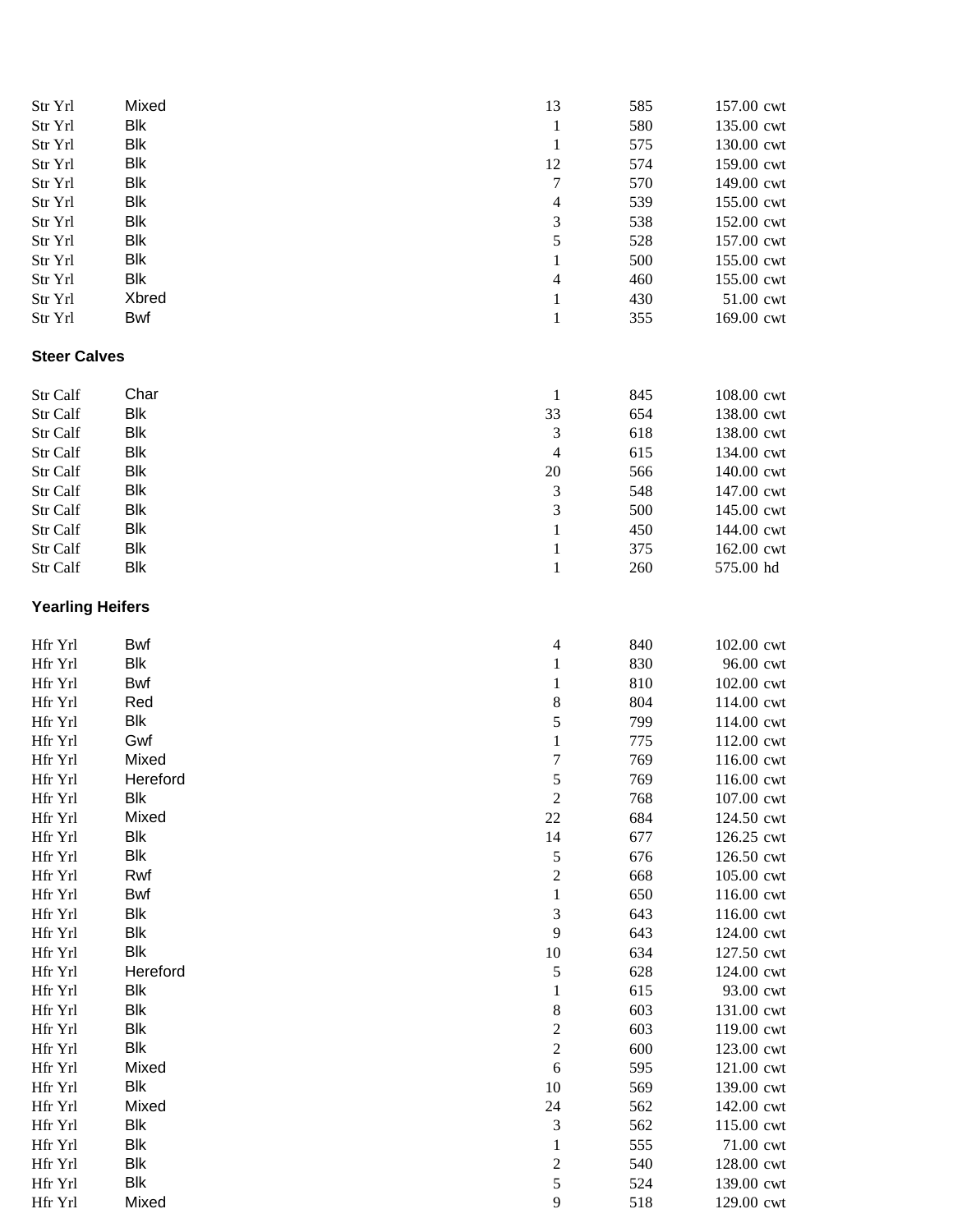| | | | | |
|---|---|---|---|---|
| Str Yrl | Mixed | 13 | 585 | 157.00 cwt |
| Str Yrl | Blk | 1 | 580 | 135.00 cwt |
| Str Yrl | Blk | 1 | 575 | 130.00 cwt |
| Str Yrl | Blk | 12 | 574 | 159.00 cwt |
| Str Yrl | Blk | 7 | 570 | 149.00 cwt |
| Str Yrl | Blk | 4 | 539 | 155.00 cwt |
| Str Yrl | Blk | 3 | 538 | 152.00 cwt |
| Str Yrl | Blk | 5 | 528 | 157.00 cwt |
| Str Yrl | Blk | 1 | 500 | 155.00 cwt |
| Str Yrl | Blk | 4 | 460 | 155.00 cwt |
| Str Yrl | Xbred | 1 | 430 | 51.00 cwt |
| Str Yrl | Bwf | 1 | 355 | 169.00 cwt |

**Steer Calves**

| | | | | |
|---|---|---|---|---|
| Str Calf | Char | 1 | 845 | 108.00 cwt |
| Str Calf | Blk | 33 | 654 | 138.00 cwt |
| Str Calf | Blk | 3 | 618 | 138.00 cwt |
| Str Calf | Blk | 4 | 615 | 134.00 cwt |
| Str Calf | Blk | 20 | 566 | 140.00 cwt |
| Str Calf | Blk | 3 | 548 | 147.00 cwt |
| Str Calf | Blk | 3 | 500 | 145.00 cwt |
| Str Calf | Blk | 1 | 450 | 144.00 cwt |
| Str Calf | Blk | 1 | 375 | 162.00 cwt |
| Str Calf | Blk | 1 | 260 | 575.00 hd |

**Yearling Heifers**

| | | | | |
|---|---|---|---|---|
| Hfr Yrl | Bwf | 4 | 840 | 102.00 cwt |
| Hfr Yrl | Blk | 1 | 830 | 96.00 cwt |
| Hfr Yrl | Bwf | 1 | 810 | 102.00 cwt |
| Hfr Yrl | Red | 8 | 804 | 114.00 cwt |
| Hfr Yrl | Blk | 5 | 799 | 114.00 cwt |
| Hfr Yrl | Gwf | 1 | 775 | 112.00 cwt |
| Hfr Yrl | Mixed | 7 | 769 | 116.00 cwt |
| Hfr Yrl | Hereford | 5 | 769 | 116.00 cwt |
| Hfr Yrl | Blk | 2 | 768 | 107.00 cwt |
| Hfr Yrl | Mixed | 22 | 684 | 124.50 cwt |
| Hfr Yrl | Blk | 14 | 677 | 126.25 cwt |
| Hfr Yrl | Blk | 5 | 676 | 126.50 cwt |
| Hfr Yrl | Rwf | 2 | 668 | 105.00 cwt |
| Hfr Yrl | Bwf | 1 | 650 | 116.00 cwt |
| Hfr Yrl | Blk | 3 | 643 | 116.00 cwt |
| Hfr Yrl | Blk | 9 | 643 | 124.00 cwt |
| Hfr Yrl | Blk | 10 | 634 | 127.50 cwt |
| Hfr Yrl | Hereford | 5 | 628 | 124.00 cwt |
| Hfr Yrl | Blk | 1 | 615 | 93.00 cwt |
| Hfr Yrl | Blk | 8 | 603 | 131.00 cwt |
| Hfr Yrl | Blk | 2 | 603 | 119.00 cwt |
| Hfr Yrl | Blk | 2 | 600 | 123.00 cwt |
| Hfr Yrl | Mixed | 6 | 595 | 121.00 cwt |
| Hfr Yrl | Blk | 10 | 569 | 139.00 cwt |
| Hfr Yrl | Mixed | 24 | 562 | 142.00 cwt |
| Hfr Yrl | Blk | 3 | 562 | 115.00 cwt |
| Hfr Yrl | Blk | 1 | 555 | 71.00 cwt |
| Hfr Yrl | Blk | 2 | 540 | 128.00 cwt |
| Hfr Yrl | Blk | 5 | 524 | 139.00 cwt |
| Hfr Yrl | Mixed | 9 | 518 | 129.00 cwt |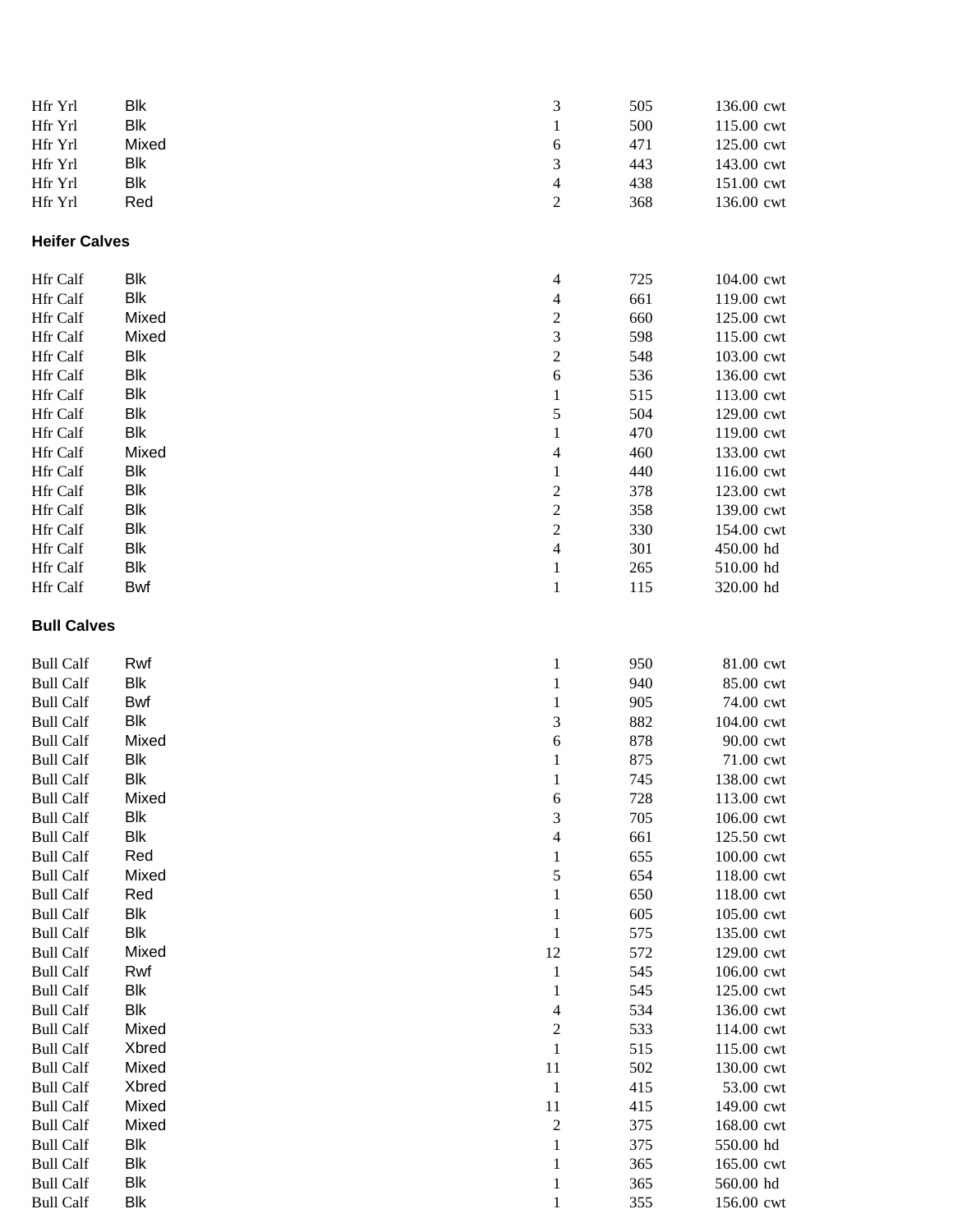| | | | | |
|---|---|---|---|---|
| Hfr Yrl | Blk | 3 | 505 | 136.00 cwt |
| Hfr Yrl | Blk | 1 | 500 | 115.00 cwt |
| Hfr Yrl | Mixed | 6 | 471 | 125.00 cwt |
| Hfr Yrl | Blk | 3 | 443 | 143.00 cwt |
| Hfr Yrl | Blk | 4 | 438 | 151.00 cwt |
| Hfr Yrl | Red | 2 | 368 | 136.00 cwt |

**Heifer Calves**

| | | | | |
|---|---|---|---|---|
| Hfr Calf | Blk | 4 | 725 | 104.00 cwt |
| Hfr Calf | Blk | 4 | 661 | 119.00 cwt |
| Hfr Calf | Mixed | 2 | 660 | 125.00 cwt |
| Hfr Calf | Mixed | 3 | 598 | 115.00 cwt |
| Hfr Calf | Blk | 2 | 548 | 103.00 cwt |
| Hfr Calf | Blk | 6 | 536 | 136.00 cwt |
| Hfr Calf | Blk | 1 | 515 | 113.00 cwt |
| Hfr Calf | Blk | 5 | 504 | 129.00 cwt |
| Hfr Calf | Blk | 1 | 470 | 119.00 cwt |
| Hfr Calf | Mixed | 4 | 460 | 133.00 cwt |
| Hfr Calf | Blk | 1 | 440 | 116.00 cwt |
| Hfr Calf | Blk | 2 | 378 | 123.00 cwt |
| Hfr Calf | Blk | 2 | 358 | 139.00 cwt |
| Hfr Calf | Blk | 2 | 330 | 154.00 cwt |
| Hfr Calf | Blk | 4 | 301 | 450.00 hd |
| Hfr Calf | Blk | 1 | 265 | 510.00 hd |
| Hfr Calf | Bwf | 1 | 115 | 320.00 hd |

**Bull Calves**

| | | | | |
|---|---|---|---|---|
| Bull Calf | Rwf | 1 | 950 | 81.00 cwt |
| Bull Calf | Blk | 1 | 940 | 85.00 cwt |
| Bull Calf | Bwf | 1 | 905 | 74.00 cwt |
| Bull Calf | Blk | 3 | 882 | 104.00 cwt |
| Bull Calf | Mixed | 6 | 878 | 90.00 cwt |
| Bull Calf | Blk | 1 | 875 | 71.00 cwt |
| Bull Calf | Blk | 1 | 745 | 138.00 cwt |
| Bull Calf | Mixed | 6 | 728 | 113.00 cwt |
| Bull Calf | Blk | 3 | 705 | 106.00 cwt |
| Bull Calf | Blk | 4 | 661 | 125.50 cwt |
| Bull Calf | Red | 1 | 655 | 100.00 cwt |
| Bull Calf | Mixed | 5 | 654 | 118.00 cwt |
| Bull Calf | Red | 1 | 650 | 118.00 cwt |
| Bull Calf | Blk | 1 | 605 | 105.00 cwt |
| Bull Calf | Blk | 1 | 575 | 135.00 cwt |
| Bull Calf | Mixed | 12 | 572 | 129.00 cwt |
| Bull Calf | Rwf | 1 | 545 | 106.00 cwt |
| Bull Calf | Blk | 1 | 545 | 125.00 cwt |
| Bull Calf | Blk | 4 | 534 | 136.00 cwt |
| Bull Calf | Mixed | 2 | 533 | 114.00 cwt |
| Bull Calf | Xbred | 1 | 515 | 115.00 cwt |
| Bull Calf | Mixed | 11 | 502 | 130.00 cwt |
| Bull Calf | Xbred | 1 | 415 | 53.00 cwt |
| Bull Calf | Mixed | 11 | 415 | 149.00 cwt |
| Bull Calf | Mixed | 2 | 375 | 168.00 cwt |
| Bull Calf | Blk | 1 | 375 | 550.00 hd |
| Bull Calf | Blk | 1 | 365 | 165.00 cwt |
| Bull Calf | Blk | 1 | 365 | 560.00 hd |
| Bull Calf | Blk | 1 | 355 | 156.00 cwt |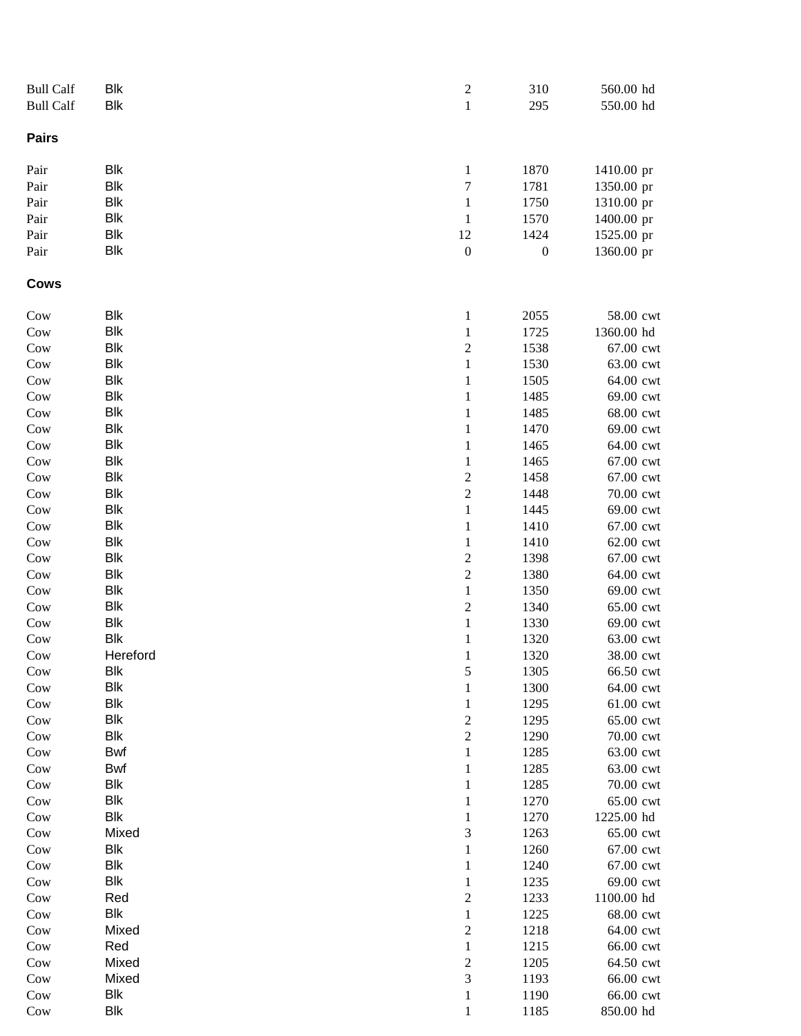| | | | | |
|---|---|---|---|---|
| Bull Calf | Blk | 2 | 310 | 560.00 hd |
| Bull Calf | Blk | 1 | 295 | 550.00 hd |

**Pairs**

| | | | | |
|---|---|---|---|---|
| Pair | Blk | 1 | 1870 | 1410.00 pr |
| Pair | Blk | 7 | 1781 | 1350.00 pr |
| Pair | Blk | 1 | 1750 | 1310.00 pr |
| Pair | Blk | 1 | 1570 | 1400.00 pr |
| Pair | Blk | 12 | 1424 | 1525.00 pr |
| Pair | Blk | 0 | 0 | 1360.00 pr |

**Cows**

| | | | | |
|---|---|---|---|---|
| Cow | Blk | 1 | 2055 | 58.00 cwt |
| Cow | Blk | 1 | 1725 | 1360.00 hd |
| Cow | Blk | 2 | 1538 | 67.00 cwt |
| Cow | Blk | 1 | 1530 | 63.00 cwt |
| Cow | Blk | 1 | 1505 | 64.00 cwt |
| Cow | Blk | 1 | 1485 | 69.00 cwt |
| Cow | Blk | 1 | 1485 | 68.00 cwt |
| Cow | Blk | 1 | 1470 | 69.00 cwt |
| Cow | Blk | 1 | 1465 | 64.00 cwt |
| Cow | Blk | 1 | 1465 | 67.00 cwt |
| Cow | Blk | 2 | 1458 | 67.00 cwt |
| Cow | Blk | 2 | 1448 | 70.00 cwt |
| Cow | Blk | 1 | 1445 | 69.00 cwt |
| Cow | Blk | 1 | 1410 | 67.00 cwt |
| Cow | Blk | 1 | 1410 | 62.00 cwt |
| Cow | Blk | 2 | 1398 | 67.00 cwt |
| Cow | Blk | 2 | 1380 | 64.00 cwt |
| Cow | Blk | 1 | 1350 | 69.00 cwt |
| Cow | Blk | 2 | 1340 | 65.00 cwt |
| Cow | Blk | 1 | 1330 | 69.00 cwt |
| Cow | Blk | 1 | 1320 | 63.00 cwt |
| Cow | Hereford | 1 | 1320 | 38.00 cwt |
| Cow | Blk | 5 | 1305 | 66.50 cwt |
| Cow | Blk | 1 | 1300 | 64.00 cwt |
| Cow | Blk | 1 | 1295 | 61.00 cwt |
| Cow | Blk | 2 | 1295 | 65.00 cwt |
| Cow | Blk | 2 | 1290 | 70.00 cwt |
| Cow | Bwf | 1 | 1285 | 63.00 cwt |
| Cow | Bwf | 1 | 1285 | 63.00 cwt |
| Cow | Blk | 1 | 1285 | 70.00 cwt |
| Cow | Blk | 1 | 1270 | 65.00 cwt |
| Cow | Blk | 1 | 1270 | 1225.00 hd |
| Cow | Mixed | 3 | 1263 | 65.00 cwt |
| Cow | Blk | 1 | 1260 | 67.00 cwt |
| Cow | Blk | 1 | 1240 | 67.00 cwt |
| Cow | Blk | 1 | 1235 | 69.00 cwt |
| Cow | Red | 2 | 1233 | 1100.00 hd |
| Cow | Blk | 1 | 1225 | 68.00 cwt |
| Cow | Mixed | 2 | 1218 | 64.00 cwt |
| Cow | Red | 1 | 1215 | 66.00 cwt |
| Cow | Mixed | 2 | 1205 | 64.50 cwt |
| Cow | Mixed | 3 | 1193 | 66.00 cwt |
| Cow | Blk | 1 | 1190 | 66.00 cwt |
| Cow | Blk | 1 | 1185 | 850.00 hd |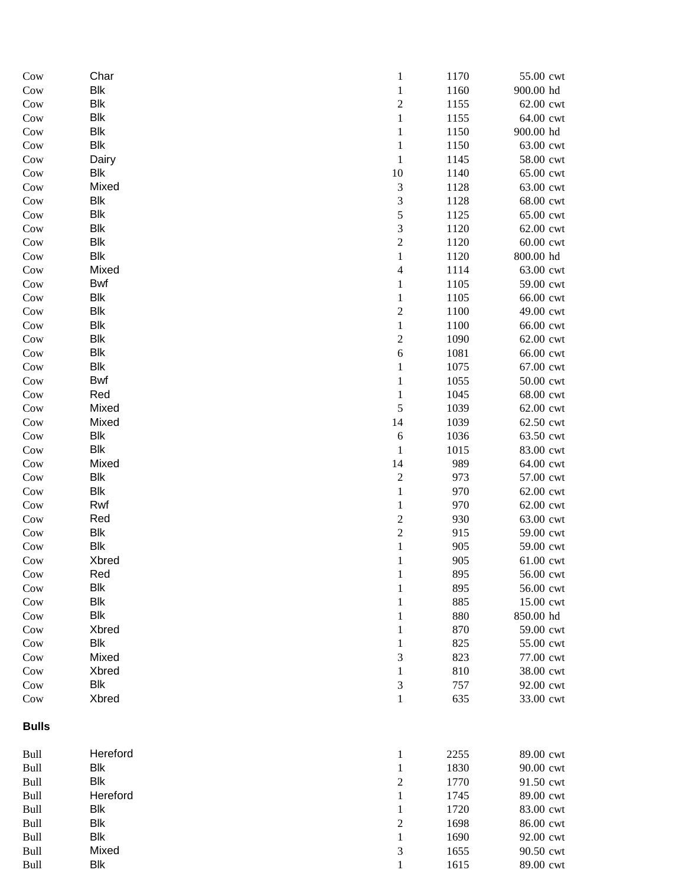| | | | | | |
|---|---|---|---|---|---|
| Cow | Char | 1 | 1170 | 55.00 | cwt |
| Cow | Blk | 1 | 1160 | 900.00 | hd |
| Cow | Blk | 2 | 1155 | 62.00 | cwt |
| Cow | Blk | 1 | 1155 | 64.00 | cwt |
| Cow | Blk | 1 | 1150 | 900.00 | hd |
| Cow | Blk | 1 | 1150 | 63.00 | cwt |
| Cow | Dairy | 1 | 1145 | 58.00 | cwt |
| Cow | Blk | 10 | 1140 | 65.00 | cwt |
| Cow | Mixed | 3 | 1128 | 63.00 | cwt |
| Cow | Blk | 3 | 1128 | 68.00 | cwt |
| Cow | Blk | 5 | 1125 | 65.00 | cwt |
| Cow | Blk | 3 | 1120 | 62.00 | cwt |
| Cow | Blk | 2 | 1120 | 60.00 | cwt |
| Cow | Blk | 1 | 1120 | 800.00 | hd |
| Cow | Mixed | 4 | 1114 | 63.00 | cwt |
| Cow | Bwf | 1 | 1105 | 59.00 | cwt |
| Cow | Blk | 1 | 1105 | 66.00 | cwt |
| Cow | Blk | 2 | 1100 | 49.00 | cwt |
| Cow | Blk | 1 | 1100 | 66.00 | cwt |
| Cow | Blk | 2 | 1090 | 62.00 | cwt |
| Cow | Blk | 6 | 1081 | 66.00 | cwt |
| Cow | Blk | 1 | 1075 | 67.00 | cwt |
| Cow | Bwf | 1 | 1055 | 50.00 | cwt |
| Cow | Red | 1 | 1045 | 68.00 | cwt |
| Cow | Mixed | 5 | 1039 | 62.00 | cwt |
| Cow | Mixed | 14 | 1039 | 62.50 | cwt |
| Cow | Blk | 6 | 1036 | 63.50 | cwt |
| Cow | Blk | 1 | 1015 | 83.00 | cwt |
| Cow | Mixed | 14 | 989 | 64.00 | cwt |
| Cow | Blk | 2 | 973 | 57.00 | cwt |
| Cow | Blk | 1 | 970 | 62.00 | cwt |
| Cow | Rwf | 1 | 970 | 62.00 | cwt |
| Cow | Red | 2 | 930 | 63.00 | cwt |
| Cow | Blk | 2 | 915 | 59.00 | cwt |
| Cow | Blk | 1 | 905 | 59.00 | cwt |
| Cow | Xbred | 1 | 905 | 61.00 | cwt |
| Cow | Red | 1 | 895 | 56.00 | cwt |
| Cow | Blk | 1 | 895 | 56.00 | cwt |
| Cow | Blk | 1 | 885 | 15.00 | cwt |
| Cow | Blk | 1 | 880 | 850.00 | hd |
| Cow | Xbred | 1 | 870 | 59.00 | cwt |
| Cow | Blk | 1 | 825 | 55.00 | cwt |
| Cow | Mixed | 3 | 823 | 77.00 | cwt |
| Cow | Xbred | 1 | 810 | 38.00 | cwt |
| Cow | Blk | 3 | 757 | 92.00 | cwt |
| Cow | Xbred | 1 | 635 | 33.00 | cwt |

**Bulls**

| | | | | | |
|---|---|---|---|---|---|
| Bull | Hereford | 1 | 2255 | 89.00 | cwt |
| Bull | Blk | 1 | 1830 | 90.00 | cwt |
| Bull | Blk | 2 | 1770 | 91.50 | cwt |
| Bull | Hereford | 1 | 1745 | 89.00 | cwt |
| Bull | Blk | 1 | 1720 | 83.00 | cwt |
| Bull | Blk | 2 | 1698 | 86.00 | cwt |
| Bull | Blk | 1 | 1690 | 92.00 | cwt |
| Bull | Mixed | 3 | 1655 | 90.50 | cwt |
| Bull | Blk | 1 | 1615 | 89.00 | cwt |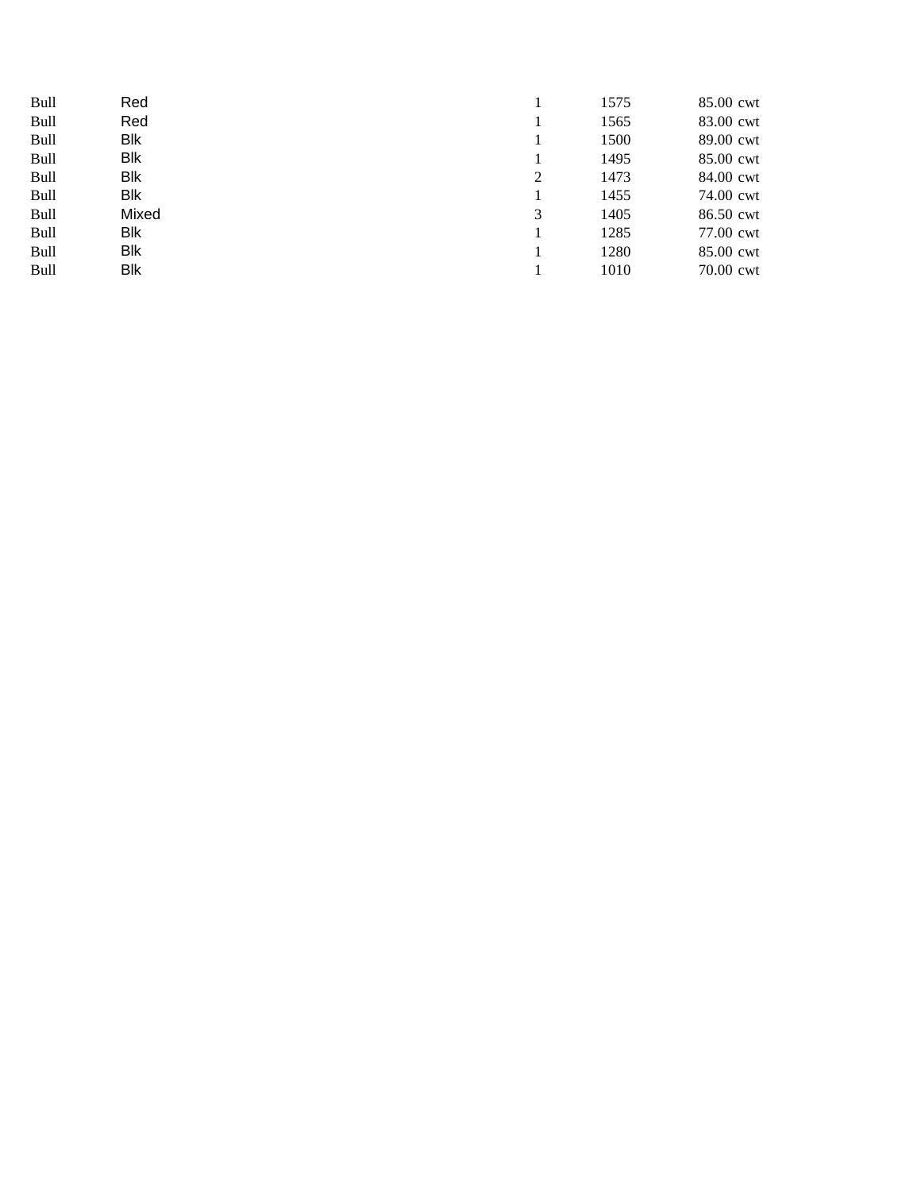| | | | | | |
|---|---|---|---|---|---|
| Bull | Red | 1 | 1575 | 85.00 | cwt |
| Bull | Red | 1 | 1565 | 83.00 | cwt |
| Bull | Blk | 1 | 1500 | 89.00 | cwt |
| Bull | Blk | 1 | 1495 | 85.00 | cwt |
| Bull | Blk | 2 | 1473 | 84.00 | cwt |
| Bull | Blk | 1 | 1455 | 74.00 | cwt |
| Bull | Mixed | 3 | 1405 | 86.50 | cwt |
| Bull | Blk | 1 | 1285 | 77.00 | cwt |
| Bull | Blk | 1 | 1280 | 85.00 | cwt |
| Bull | Blk | 1 | 1010 | 70.00 | cwt |